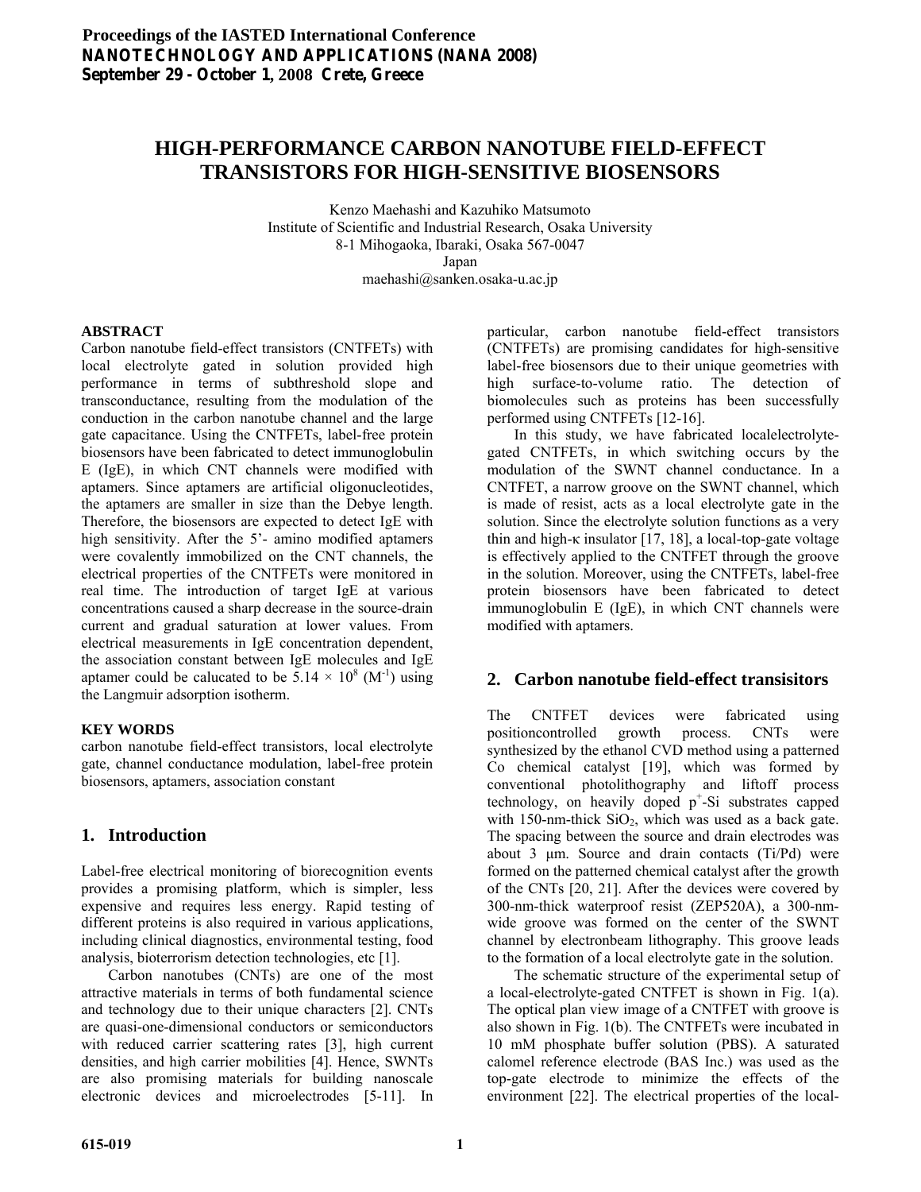Proceedings of the IASTED International Conference
**NANOTECHNOLOGY AND APPLICATIONS (NANA 2008)**
**September 29 - October 1, 2008 Crete, Greece**

# HIGH-PERFORMANCE CARBON NANOTUBE FIELD-EFFECT TRANSISTORS FOR HIGH-SENSITIVE BIOSENSORS

Kenzo Maehashi and Kazuhiko Matsumoto
Institute of Scientific and Industrial Research, Osaka University
8-1 Mihogaoka, Ibaraki, Osaka 567-0047
Japan
maehashi@sanken.osaka-u.ac.jp

### ABSTRACT

Carbon nanotube field-effect transistors (CNTFETs) with local electrolyte gated in solution provided high performance in terms of subthreshold slope and transconductance, resulting from the modulation of the conduction in the carbon nanotube channel and the large gate capacitance. Using the CNTFETs, label-free protein biosensors have been fabricated to detect immunoglobulin E (IgE), in which CNT channels were modified with aptamers. Since aptamers are artificial oligonucleotides, the aptamers are smaller in size than the Debye length. Therefore, the biosensors are expected to detect IgE with high sensitivity. After the 5'- amino modified aptamers were covalently immobilized on the CNT channels, the electrical properties of the CNTFETs were monitored in real time. The introduction of target IgE at various concentrations caused a sharp decrease in the source-drain current and gradual saturation at lower values. From electrical measurements in IgE concentration dependent, the association constant between IgE molecules and IgE aptamer could be calucated to be $5.14 \times 10^8$ ($M^{-1}$) using the Langmuir adsorption isotherm.

### KEY WORDS

carbon nanotube field-effect transistors, local electrolyte gate, channel conductance modulation, label-free protein biosensors, aptamers, association constant

## 1. Introduction

Label-free electrical monitoring of biorecognition events provides a promising platform, which is simpler, less expensive and requires less energy. Rapid testing of different proteins is also required in various applications, including clinical diagnostics, environmental testing, food analysis, bioterrorism detection technologies, etc [1].

Carbon nanotubes (CNTs) are one of the most attractive materials in terms of both fundamental science and technology due to their unique characters [2]. CNTs are quasi-one-dimensional conductors or semiconductors with reduced carrier scattering rates [3], high current densities, and high carrier mobilities [4]. Hence, SWNTs are also promising materials for building nanoscale electronic devices and microelectrodes [5-11]. In particular, carbon nanotube field-effect transistors (CNTFETs) are promising candidates for high-sensitive label-free biosensors due to their unique geometries with high surface-to-volume ratio. The detection of biomolecules such as proteins has been successfully performed using CNTFETs [12-16].

In this study, we have fabricated localelectrolyte-gated CNTFETs, in which switching occurs by the modulation of the SWNT channel conductance. In a CNTFET, a narrow groove on the SWNT channel, which is made of resist, acts as a local electrolyte gate in the solution. Since the electrolyte solution functions as a very thin and high-κ insulator [17, 18], a local-top-gate voltage is effectively applied to the CNTFET through the groove in the solution. Moreover, using the CNTFETs, label-free protein biosensors have been fabricated to detect immunoglobulin E (IgE), in which CNT channels were modified with aptamers.

## 2. Carbon nanotube field-effect transisitors

The CNTFET devices were fabricated using positioncontrolled growth process. CNTs were synthesized by the ethanol CVD method using a patterned Co chemical catalyst [19], which was formed by conventional photolithography and liftoff process technology, on heavily doped $p^+$-Si substrates capped with 150-nm-thick $SiO_2$, which was used as a back gate. The spacing between the source and drain electrodes was about 3 μm. Source and drain contacts (Ti/Pd) were formed on the patterned chemical catalyst after the growth of the CNTs [20, 21]. After the devices were covered by 300-nm-thick waterproof resist (ZEP520A), a 300-nm-wide groove was formed on the center of the SWNT channel by electronbeam lithography. This groove leads to the formation of a local electrolyte gate in the solution.

The schematic structure of the experimental setup of a local-electrolyte-gated CNTFET is shown in Fig. 1(a). The optical plan view image of a CNTFET with groove is also shown in Fig. 1(b). The CNTFETs were incubated in 10 mM phosphate buffer solution (PBS). A saturated calomel reference electrode (BAS Inc.) was used as the top-gate electrode to minimize the effects of the environment [22]. The electrical properties of the local-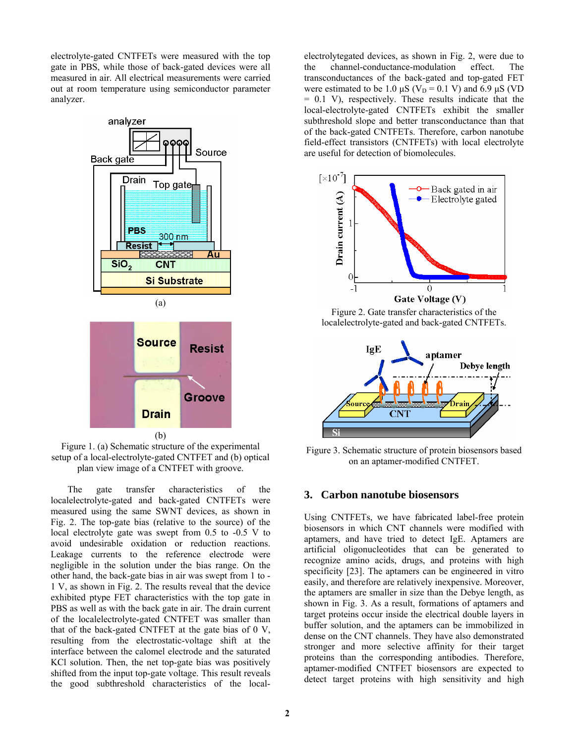electrolyte-gated CNTFETs were measured with the top gate in PBS, while those of back-gated devices were all measured in air. All electrical measurements were carried out at room temperature using semiconductor parameter analyzer.

Figure 1. (a) Schematic structure of the experimental setup of a local-electrolyte-gated CNTFET and (b) optical plan view image of a CNTFET with groove.

The gate transfer characteristics of the localelectrolyte-gated and back-gated CNTFETs were measured using the same SWNT devices, as shown in Fig. 2. The top-gate bias (relative to the source) of the local electrolyte gate was swept from 0.5 to -0.5 V to avoid undesirable oxidation or reduction reactions. Leakage currents to the reference electrode were negligible in the solution under the bias range. On the other hand, the back-gate bias in air was swept from 1 to -1 V, as shown in Fig. 2. The results reveal that the device exhibited ptype FET characteristics with the top gate in PBS as well as with the back gate in air. The drain current of the localelectrolyte-gated CNTFET was smaller than that of the back-gated CNTFET at the gate bias of 0 V, resulting from the electrostatic-voltage shift at the interface between the calomel electrode and the saturated KCl solution. Then, the net top-gate bias was positively shifted from the input top-gate voltage. This result reveals the good subthreshold characteristics of the local-electrolytegated devices, as shown in Fig. 2, were due to the channel-conductance-modulation effect. The transconductances of the back-gated and top-gated FET were estimated to be 1.0 μS ($V_D$ = 0.1 V) and 6.9 μS (VD = 0.1 V), respectively. These results indicate that the local-electrolyte-gated CNTFETs exhibit the smaller subthreshold slope and better transconductance than that of the back-gated CNTFETs. Therefore, carbon nanotube field-effect transistors (CNTFETs) with local electrolyte are useful for detection of biomolecules.

Figure 2. Gate transfer characteristics of the localelectrolyte-gated and back-gated CNTFETs.

Figure 3. Schematic structure of protein biosensors based on an aptamer-modified CNTFET.

## 3. Carbon nanotube biosensors

Using CNTFETs, we have fabricated label-free protein biosensors in which CNT channels were modified with aptamers, and have tried to detect IgE. Aptamers are artificial oligonucleotides that can be generated to recognize amino acids, drugs, and proteins with high specificity [23]. The aptamers can be engineered in vitro easily, and therefore are relatively inexpensive. Moreover, the aptamers are smaller in size than the Debye length, as shown in Fig. 3. As a result, formations of aptamers and target proteins occur inside the electrical double layers in buffer solution, and the aptamers can be immobilized in dense on the CNT channels. They have also demonstrated stronger and more selective affinity for their target proteins than the corresponding antibodies. Therefore, aptamer-modified CNTFET biosensors are expected to detect target proteins with high sensitivity and high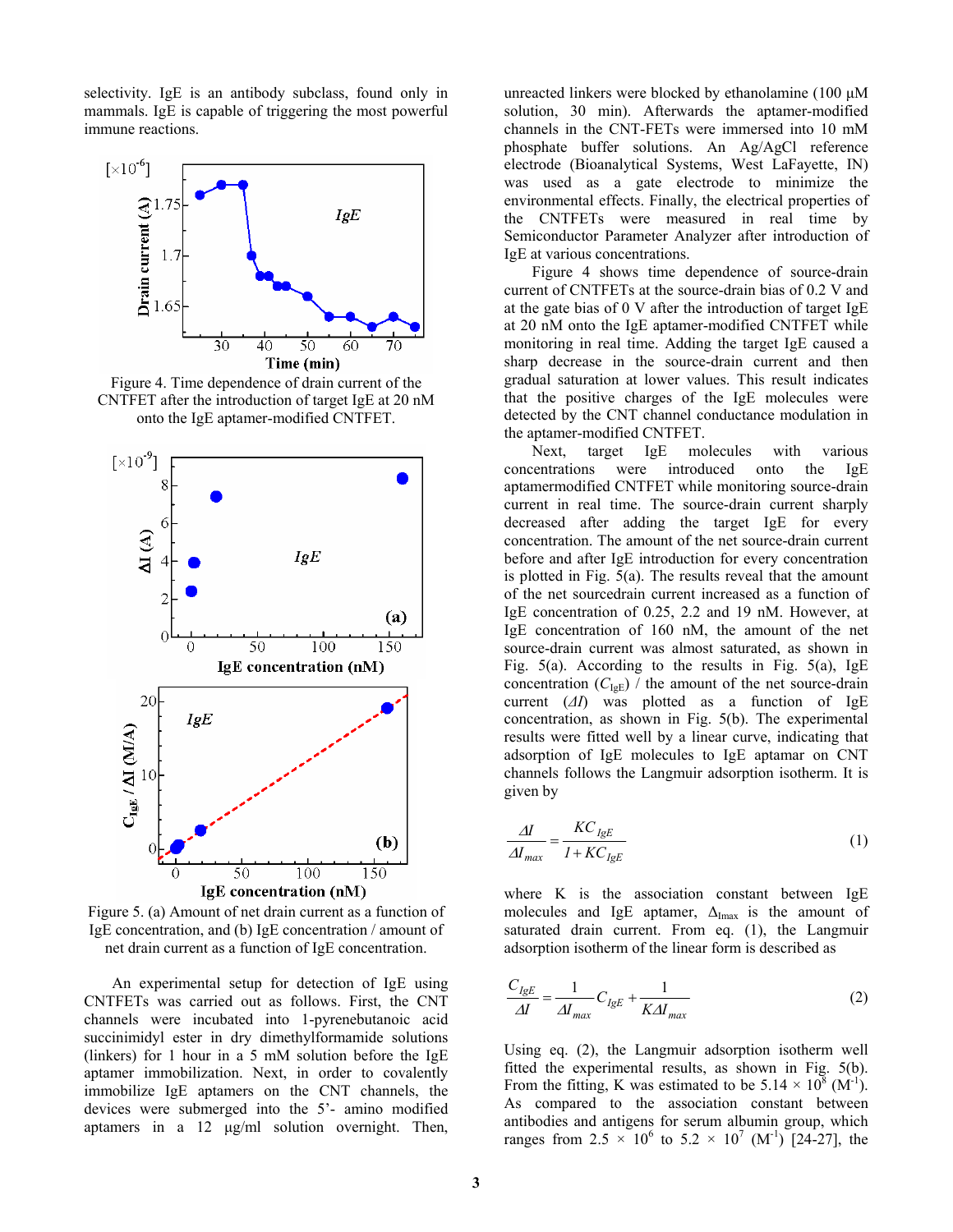selectivity. IgE is an antibody subclass, found only in mammals. IgE is capable of triggering the most powerful immune reactions.

Figure 4. Time dependence of drain current of the CNTFET after the introduction of target IgE at 20 nM onto the IgE aptamer-modified CNTFET.

Figure 5. (a) Amount of net drain current as a function of IgE concentration, and (b) IgE concentration / amount of net drain current as a function of IgE concentration.

An experimental setup for detection of IgE using CNTFETs was carried out as follows. First, the CNT channels were incubated into 1-pyrenebutanoic acid succinimidyl ester in dry dimethylformamide solutions (linkers) for 1 hour in a 5 mM solution before the IgE aptamer immobilization. Next, in order to covalently immobilize IgE aptamers on the CNT channels, the devices were submerged into the 5'- amino modified aptamers in a 12 μg/ml solution overnight. Then, unreacted linkers were blocked by ethanolamine (100 μM solution, 30 min). Afterwards the aptamer-modified channels in the CNT-FETs were immersed into 10 mM phosphate buffer solutions. An Ag/AgCl reference electrode (Bioanalytical Systems, West LaFayette, IN) was used as a gate electrode to minimize the environmental effects. Finally, the electrical properties of the CNTFETs were measured in real time by Semiconductor Parameter Analyzer after introduction of IgE at various concentrations.

Figure 4 shows time dependence of source-drain current of CNTFETs at the source-drain bias of 0.2 V and at the gate bias of 0 V after the introduction of target IgE at 20 nM onto the IgE aptamer-modified CNTFET while monitoring in real time. Adding the target IgE caused a sharp decrease in the source-drain current and then gradual saturation at lower values. This result indicates that the positive charges of the IgE molecules were detected by the CNT channel conductance modulation in the aptamer-modified CNTFET.

Next, target IgE molecules with various concentrations were introduced onto the IgE aptamermodified CNTFET while monitoring source-drain current in real time. The source-drain current sharply decreased after adding the target IgE for every concentration. The amount of the net source-drain current before and after IgE introduction for every concentration is plotted in Fig. 5(a). The results reveal that the amount of the net sourcedrain current increased as a function of IgE concentration of 0.25, 2.2 and 19 nM. However, at IgE concentration of 160 nM, the amount of the net source-drain current was almost saturated, as shown in Fig. 5(a). According to the results in Fig. 5(a), IgE concentration ($C_{IgE}$) / the amount of the net source-drain current ($\Delta I$) was plotted as a function of IgE concentration, as shown in Fig. 5(b). The experimental results were fitted well by a linear curve, indicating that adsorption of IgE molecules to IgE aptamar on CNT channels follows the Langmuir adsorption isotherm. It is given by

$$\frac{\Delta I}{\Delta I_{max}} = \frac{KC_{IgE}}{1+KC_{IgE}} \tag{1}$$

where K is the association constant between IgE molecules and IgE aptamer, $\Delta_{Imax}$ is the amount of saturated drain current. From eq. (1), the Langmuir adsorption isotherm of the linear form is described as

$$\frac{C_{IgE}}{\Delta I} = \frac{1}{\Delta I_{max}} C_{IgE} + \frac{1}{K\Delta I_{max}} \tag{2}$$

Using eq. (2), the Langmuir adsorption isotherm well fitted the experimental results, as shown in Fig. 5(b). From the fitting, K was estimated to be $5.14 \times 10^{8}$ ($M^{-1}$). As compared to the association constant between antibodies and antigens for serum albumin group, which ranges from $2.5 \times 10^{6}$ to $5.2 \times 10^{7}$ ($M^{-1}$) [24-27], the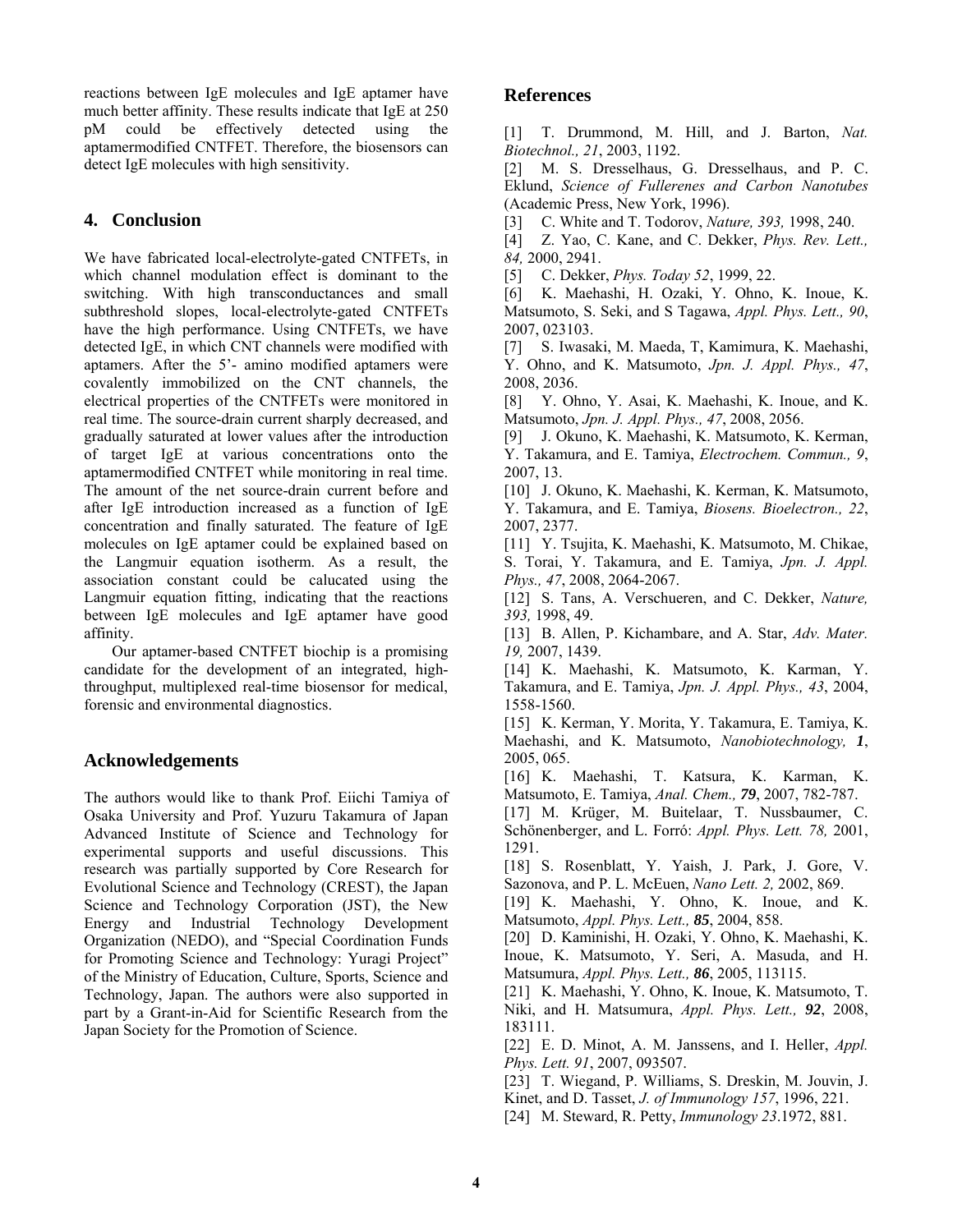reactions between IgE molecules and IgE aptamer have much better affinity. These results indicate that IgE at 250 pM could be effectively detected using the aptamermodified CNTFET. Therefore, the biosensors can detect IgE molecules with high sensitivity.

## 4. Conclusion

We have fabricated local-electrolyte-gated CNTFETs, in which channel modulation effect is dominant to the switching. With high transconductances and small subthreshold slopes, local-electrolyte-gated CNTFETs have the high performance. Using CNTFETs, we have detected IgE, in which CNT channels were modified with aptamers. After the 5'- amino modified aptamers were covalently immobilized on the CNT channels, the electrical properties of the CNTFETs were monitored in real time. The source-drain current sharply decreased, and gradually saturated at lower values after the introduction of target IgE at various concentrations onto the aptamermodified CNTFET while monitoring in real time. The amount of the net source-drain current before and after IgE introduction increased as a function of IgE concentration and finally saturated. The feature of IgE molecules on IgE aptamer could be explained based on the Langmuir equation isotherm. As a result, the association constant could be calucated using the Langmuir equation fitting, indicating that the reactions between IgE molecules and IgE aptamer have good affinity.

Our aptamer-based CNTFET biochip is a promising candidate for the development of an integrated, high-throughput, multiplexed real-time biosensor for medical, forensic and environmental diagnostics.

## Acknowledgements

The authors would like to thank Prof. Eiichi Tamiya of Osaka University and Prof. Yuzuru Takamura of Japan Advanced Institute of Science and Technology for experimental supports and useful discussions. This research was partially supported by Core Research for Evolutional Science and Technology (CREST), the Japan Science and Technology Corporation (JST), the New Energy and Industrial Technology Development Organization (NEDO), and "Special Coordination Funds for Promoting Science and Technology: Yuragi Project" of the Ministry of Education, Culture, Sports, Science and Technology, Japan. The authors were also supported in part by a Grant-in-Aid for Scientific Research from the Japan Society for the Promotion of Science.

## References

[1] T. Drummond, M. Hill, and J. Barton, *Nat. Biotechnol., 21*, 2003, 1192.

[2] M. S. Dresselhaus, G. Dresselhaus, and P. C. Eklund, *Science of Fullerenes and Carbon Nanotubes* (Academic Press, New York, 1996).

[3] C. White and T. Todorov, *Nature, 393,* 1998, 240.

[4] Z. Yao, C. Kane, and C. Dekker, *Phys. Rev. Lett., 84,* 2000, 2941.

[5] C. Dekker, *Phys. Today 52*, 1999, 22.

[6] K. Maehashi, H. Ozaki, Y. Ohno, K. Inoue, K. Matsumoto, S. Seki, and S Tagawa, *Appl. Phys. Lett., 90*, 2007, 023103.

[7] S. Iwasaki, M. Maeda, T, Kamimura, K. Maehashi, Y. Ohno, and K. Matsumoto, *Jpn. J. Appl. Phys., 47*, 2008, 2036.

[8] Y. Ohno, Y. Asai, K. Maehashi, K. Inoue, and K. Matsumoto, *Jpn. J. Appl. Phys., 47*, 2008, 2056.

[9] J. Okuno, K. Maehashi, K. Matsumoto, K. Kerman, Y. Takamura, and E. Tamiya, *Electrochem. Commun., 9*, 2007, 13.

[10] J. Okuno, K. Maehashi, K. Kerman, K. Matsumoto, Y. Takamura, and E. Tamiya, *Biosens. Bioelectron., 22*, 2007, 2377.

[11] Y. Tsujita, K. Maehashi, K. Matsumoto, M. Chikae, S. Torai, Y. Takamura, and E. Tamiya, *Jpn. J. Appl. Phys., 47*, 2008, 2064-2067.

[12] S. Tans, A. Verschueren, and C. Dekker, *Nature, 393,* 1998, 49.

[13] B. Allen, P. Kichambare, and A. Star, *Adv. Mater. 19,* 2007, 1439.

[14] K. Maehashi, K. Matsumoto, K. Karman, Y. Takamura, and E. Tamiya, *Jpn. J. Appl. Phys., 43*, 2004, 1558-1560.

[15] K. Kerman, Y. Morita, Y. Takamura, E. Tamiya, K. Maehashi, and K. Matsumoto, *Nanobiotechnology, **1***, 2005, 065.

[16] K. Maehashi, T. Katsura, K. Karman, K. Matsumoto, E. Tamiya, *Anal. Chem., **79***, 2007, 782-787.

[17] M. Krüger, M. Buitelaar, T. Nussbaumer, C. Schönenberger, and L. Forró: *Appl. Phys. Lett. 78,* 2001, 1291.

[18] S. Rosenblatt, Y. Yaish, J. Park, J. Gore, V. Sazonova, and P. L. McEuen, *Nano Lett. 2,* 2002, 869.

[19] K. Maehashi, Y. Ohno, K. Inoue, and K. Matsumoto, *Appl. Phys. Lett., **85***, 2004, 858.

[20] D. Kaminishi, H. Ozaki, Y. Ohno, K. Maehashi, K. Inoue, K. Matsumoto, Y. Seri, A. Masuda, and H. Matsumura, *Appl. Phys. Lett., **86***, 2005, 113115.

[21] K. Maehashi, Y. Ohno, K. Inoue, K. Matsumoto, T. Niki, and H. Matsumura, *Appl. Phys. Lett., **92***, 2008, 183111.

[22] E. D. Minot, A. M. Janssens, and I. Heller, *Appl. Phys. Lett. 91*, 2007, 093507.

[23] T. Wiegand, P. Williams, S. Dreskin, M. Jouvin, J. Kinet, and D. Tasset, *J. of Immunology 157*, 1996, 221.

[24] M. Steward, R. Petty, *Immunology 23*.1972, 881.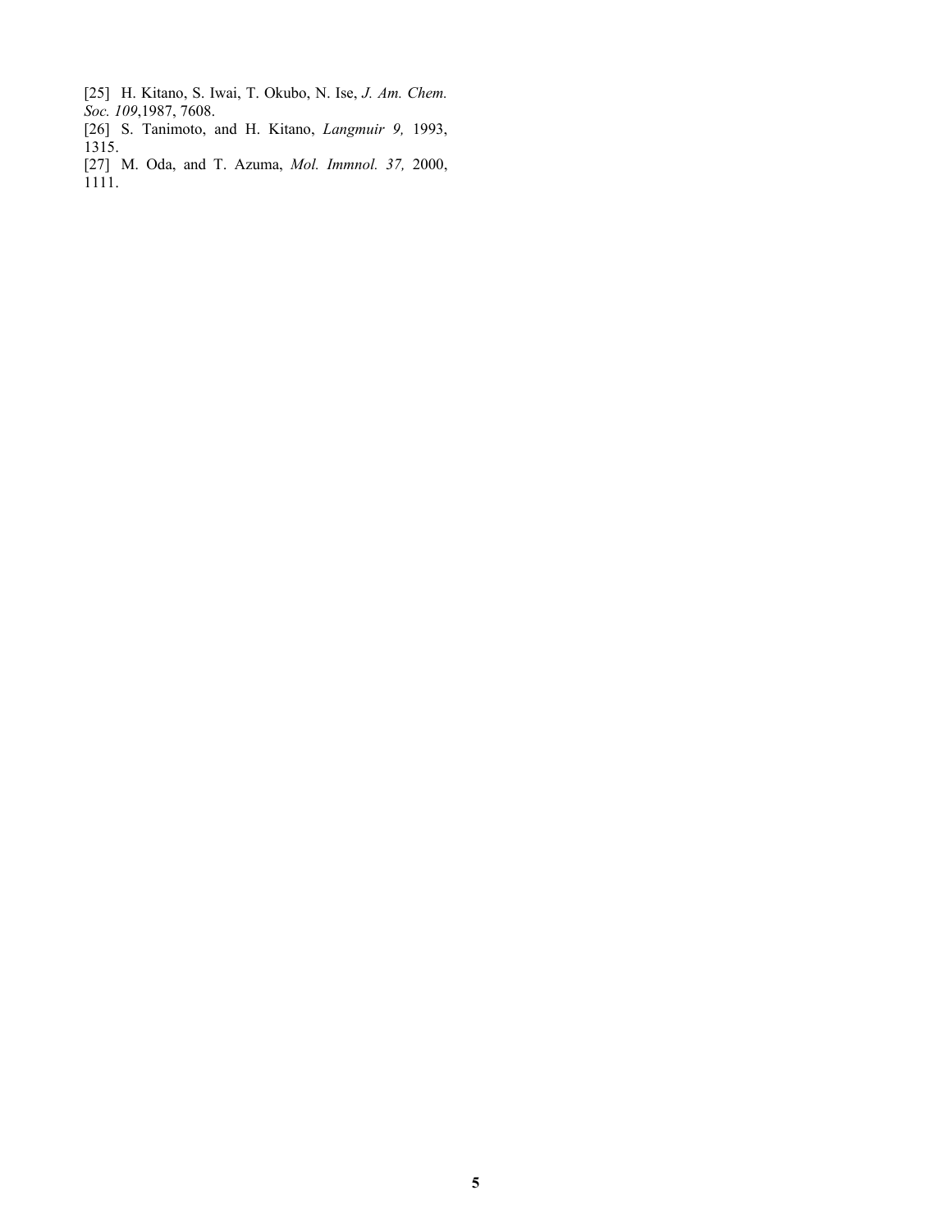[25] H. Kitano, S. Iwai, T. Okubo, N. Ise, *J. Am. Chem. Soc. 109*,1987, 7608.

[26] S. Tanimoto, and H. Kitano, *Langmuir 9,* 1993, 1315.

[27] M. Oda, and T. Azuma, *Mol. Immnol. 37,* 2000, 1111.